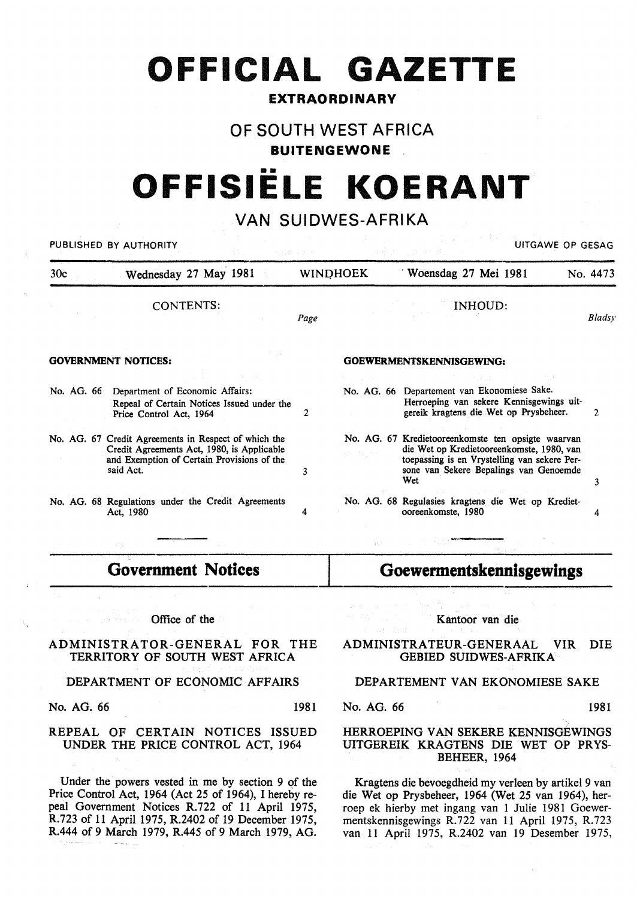# OFFICIAL GAZETTE

**EXTRAORDINARY**

## OF SOUTH WEST AFRICA

**BUITENGEWONE**

# OFFISIËLE KOERANT

## VAN SUIDWES-AFRIKA

PUBLISHED BY AUTHORITY — UITGAWE OP GESAG

30c — Wednesday 27 May 1981 — WINDHOEK — Woensdag 27 Mei 1981 — No. 4473

CONTENTS: *Page*

**GOVERNMENT NOTICES:**

No. AG. 66 Department of Economic Affairs: Repeal of Certain Notices Issued under the Price Control Act, 1964 — 2

No. AG. 67 Credit Agreements in Respect of which the Credit Agreements Act, 1980, is Applicable and Exemption of Certain Provisions of the said Act. — 3

No. AG. 68 Regulations under the Credit Agreements Act, 1980 — 4

INHOUD: *Bladsy*

**GOEWERMENTSKENNISGEWING:**

No. AG. 66 Departement van Ekonomiese Sake. Herroeping van sekere Kennisgewings uitgereik kragtens die Wet op Prysbeheer. — 2

No. AG. 67 Kredietooreenkomste ten opsigte waarvan die Wet op Kredietooreenkomste, 1980, van toepassing is en Vrystelling van sekere Persone van Sekere Bepalings van Genoemde Wet — 3

No. AG. 68 Regulasies kragtens die Wet op Kredietooreenkomste, 1980 — 4

## Government Notices

Office of the

ADMINISTRATOR-GENERAL FOR THE TERRITORY OF SOUTH WEST AFRICA

DEPARTMENT OF ECONOMIC AFFAIRS

No. AG. 66 — 1981

REPEAL OF CERTAIN NOTICES ISSUED UNDER THE PRICE CONTROL ACT, 1964

Under the powers vested in me by section 9 of the Price Control Act, 1964 (Act 25 of 1964), I hereby repeal Government Notices R.722 of 11 April 1975, R.723 of 11 April 1975, R.2402 of 19 December 1975, R.444 of 9 March 1979, R.445 of 9 March 1979, AG.

## Goewermentskennisgewings

Kantoor van die

ADMINISTRATEUR-GENERAAL VIR DIE GEBIED SUIDWES-AFRIKA

DEPARTEMENT VAN EKONOMIESE SAKE

No. AG. 66 — 1981

HERROEPING VAN SEKERE KENNISGEWINGS UITGEREIK KRAGTENS DIE WET OP PRYSBEHEER, 1964

Kragtens die bevoegdheid my verleen by artikel 9 van die Wet op Prysbeheer, 1964 (Wet 25 van 1964), herroep ek hierby met ingang van 1 Julie 1981 Goewermentskennisgewings R.722 van 11 April 1975, R.723 van 11 April 1975, R.2402 van 19 Desember 1975,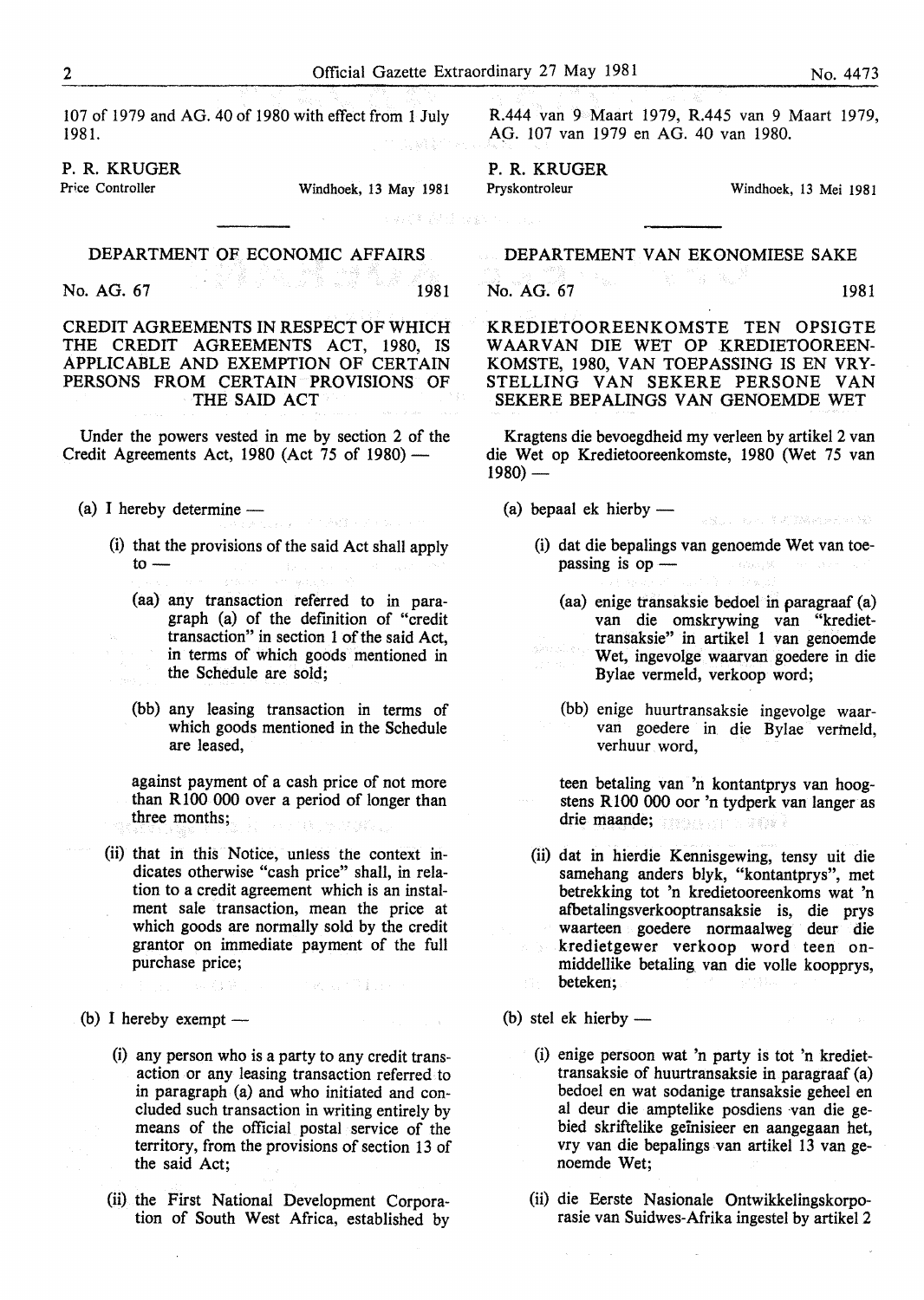107 of 1979 and AG. 40 of 1980 with effect from 1 July 1981.

P. R. KRUGER
Price Controller

Windhoek, 13 May 1981

## DEPARTMENT OF ECONOMIC AFFAIRS

No. AG. 67 1981

### CREDIT AGREEMENTS IN RESPECT OF WHICH THE CREDIT AGREEMENTS ACT, 1980, IS APPLICABLE AND EXEMPTION OF CERTAIN PERSONS FROM CERTAIN PROVISIONS OF THE SAID ACT

Under the powers vested in me by section 2 of the Credit Agreements Act, 1980 (Act 75 of 1980) —

(a) I hereby determine —

(i) that the provisions of the said Act shall apply to —

(aa) any transaction referred to in paragraph (a) of the definition of "credit transaction" in section 1 of the said Act, in terms of which goods mentioned in the Schedule are sold;

(bb) any leasing transaction in terms of which goods mentioned in the Schedule are leased,

against payment of a cash price of not more than R100 000 over a period of longer than three months;

(ii) that in this Notice, unless the context indicates otherwise "cash price" shall, in relation to a credit agreement which is an instalment sale transaction, mean the price at which goods are normally sold by the credit grantor on immediate payment of the full purchase price;

(b) I hereby exempt —

(i) any person who is a party to any credit transaction or any leasing transaction referred to in paragraph (a) and who initiated and concluded such transaction in writing entirely by means of the official postal service of the territory, from the provisions of section 13 of the said Act;

(ii) the First National Development Corporation of South West Africa, established by

R.444 van 9 Maart 1979, R.445 van 9 Maart 1979, AG. 107 van 1979 en AG. 40 van 1980.

P. R. KRUGER
Pryskontroleur

Windhoek, 13 Mei 1981

## DEPARTEMENT VAN EKONOMIESE SAKE

No. AG. 67 1981

### KREDIETOOREENKOMSTE TEN OPSIGTE WAARVAN DIE WET OP KREDIETOOREENKOMSTE, 1980, VAN TOEPASSING IS EN VRYSTELLING VAN SEKERE PERSONE VAN SEKERE BEPALINGS VAN GENOEMDE WET

Kragtens die bevoegdheid my verleen by artikel 2 van die Wet op Kredietooreenkomste, 1980 (Wet 75 van 1980) —

(a) bepaal ek hierby —

(i) dat die bepalings van genoemde Wet van toepassing is op —

(aa) enige transaksie bedoel in paragraaf (a) van die omskrywing van "krediettransaksie" in artikel 1 van genoemde Wet, ingevolge waarvan goedere in die Bylae vermeld, verkoop word;

(bb) enige huurtransaksie ingevolge waarvan goedere in die Bylae vermeld, verhuur word,

teen betaling van 'n kontantprys van hoogstens R100 000 oor 'n tydperk van langer as drie maande;

(ii) dat in hierdie Kennisgewing, tensy uit die samehang anders blyk, "kontantprys", met betrekking tot 'n kredietooreenkoms wat 'n afbetalingsverkooptransaksie is, die prys waarteen goedere normaalweg deur die kredietgewer verkoop word teen onmiddellike betaling van die volle koopprys, beteken;

(b) stel ek hierby —

(i) enige persoon wat 'n party is tot 'n krediettransaksie of huurtransaksie in paragraaf (a) bedoel en wat sodanige transaksie geheel en al deur die amptelike posdiens van die gebied skriftelike geïnisieer en aangegaan het, vry van die bepalings van artikel 13 van genoemde Wet;

(ii) die Eerste Nasionale Ontwikkelingskorporasie van Suidwes-Afrika ingestel by artikel 2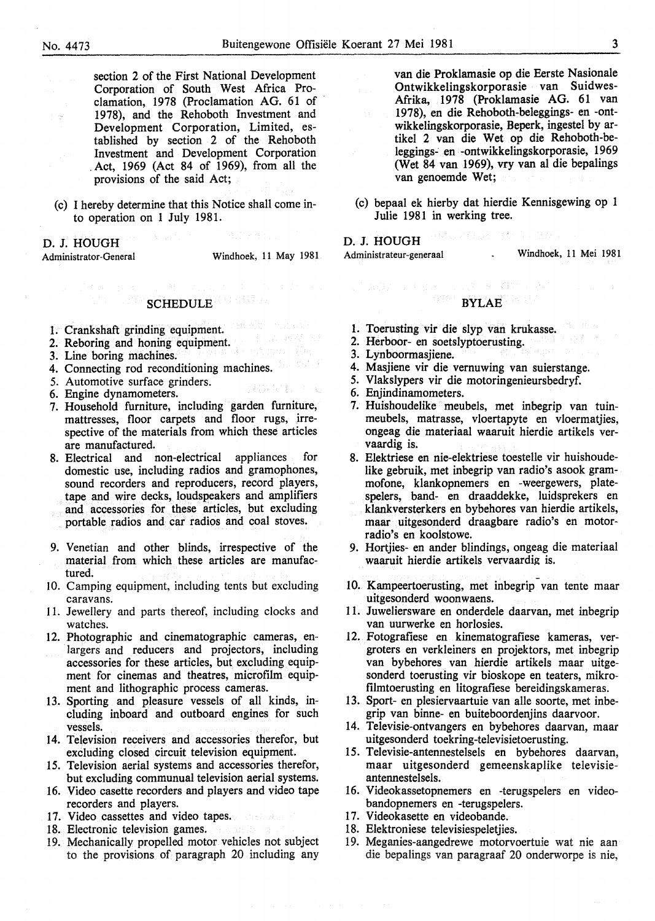section 2 of the First National Development Corporation of South West Africa Proclamation, 1978 (Proclamation AG. 61 of 1978), and the Rehoboth Investment and Development Corporation, Limited, established by section 2 of the Rehoboth Investment and Development Corporation Act, 1969 (Act 84 of 1969), from all the provisions of the said Act;

(c) I hereby determine that this Notice shall come into operation on 1 July 1981.

D. J. HOUGH
Administrator-General

Windhoek, 11 May 1981

## SCHEDULE

1. Crankshaft grinding equipment.
2. Reboring and honing equipment.
3. Line boring machines.
4. Connecting rod reconditioning machines.
5. Automotive surface grinders.
6. Engine dynamometers.
7. Household furniture, including garden furniture, mattresses, floor carpets and floor rugs, irrespective of the materials from which these articles are manufactured.
8. Electrical and non-electrical appliances for domestic use, including radios and gramophones, sound recorders and reproducers, record players, tape and wire decks, loudspeakers and amplifiers and accessories for these articles, but excluding portable radios and car radios and coal stoves.
9. Venetian and other blinds, irrespective of the material from which these articles are manufactured.
10. Camping equipment, including tents but excluding caravans.
11. Jewellery and parts thereof, including clocks and watches.
12. Photographic and cinematographic cameras, enlargers and reducers and projectors, including accessories for these articles, but excluding equipment for cinemas and theatres, microfilm equipment and lithographic process cameras.
13. Sporting and pleasure vessels of all kinds, including inboard and outboard engines for such vessels.
14. Television receivers and accessories therefor, but excluding closed circuit television equipment.
15. Television aerial systems and accessories therefor, but excluding communual television aerial systems.
16. Video casette recorders and players and video tape recorders and players.
17. Video cassettes and video tapes.
18. Electronic television games.
19. Mechanically propelled motor vehicles not subject to the provisions of paragraph 20 including any

van die Proklamasie op die Eerste Nasionale Ontwikkelingskorporasie van Suidwes-Afrika, 1978 (Proklamasie AG. 61 van 1978), en die Rehoboth-beleggings- en -ontwikkelingskorporasie, Beperk, ingestel by artikel 2 van die Wet op die Rehoboth-beleggings- en -ontwikkelingskorporasie, 1969 (Wet 84 van 1969), vry van al die bepalings van genoemde Wet;

(c) bepaal ek hierby dat hierdie Kennisgewing op 1 Julie 1981 in werking tree.

D. J. HOUGH
Administrateur-generaal

Windhoek, 11 Mei 1981

## BYLAE

1. Toerusting vir die slyp van krukasse.
2. Herboor- en soetslyptoerusting.
3. Lynboormasjiene.
4. Masjiene vir die vernuwing van suierstange.
5. Vlakslypers vir die motoringenieursbedryf.
6. Enjindinamometers.
7. Huishoudelike meubels, met inbegrip van tuinmeubels, matrasse, vloertapyte en vloermatjies, ongeag die materiaal waaruit hierdie artikels vervaardig is.
8. Elektriese en nie-elektriese toestelle vir huishoudelike gebruik, met inbegrip van radio's asook grammofone, klankopnemers en -weergewers, platespelers, band- en draaddekke, luidsprekers en klankversterkers en bybehore van hierdie artikels, maar uitgesonderd draagbare radio's en motorradio's en koolstowe.
9. Hortjies- en ander blindings, ongeag die materiaal waaruit hierdie artikels vervaardig is.
10. Kampeertoerusting, met inbegrip van tente maar uitgesonderd woonwaens.
11. Juweliersware en onderdele daarvan, met inbegrip van uurwerke en horlosies.
12. Fotografiese en kinematografiese kameras, vergroters en verkleiners en projektors, met inbegrip van bybehores van hierdie artikels maar uitgesonderd toerusting vir bioskope en teaters, mikrofilmtoerusting en litografiese bereidingskameras.
13. Sport- en plesiervaartuie van alle soorte, met inbegrip van binne- en buiteboordenjins daarvoor.
14. Televisie-ontvangers en bybehores daarvan, maar uitgesonderd toekring-televisietoerusting.
15. Televisie-antennestelsels en bybehores daarvan, maar uitgesonderd gemeenskaplike televisie-antennestelsels.
16. Videokassetopnemers en -terugspelers en videobandopnemers en -terugspelers.
17. Videokasette en videobande.
18. Elektroniese televisiespeletjies.
19. Meganies-aangedrewe motorvoertuie wat nie aan die bepalings van paragraaf 20 onderworpe is nie,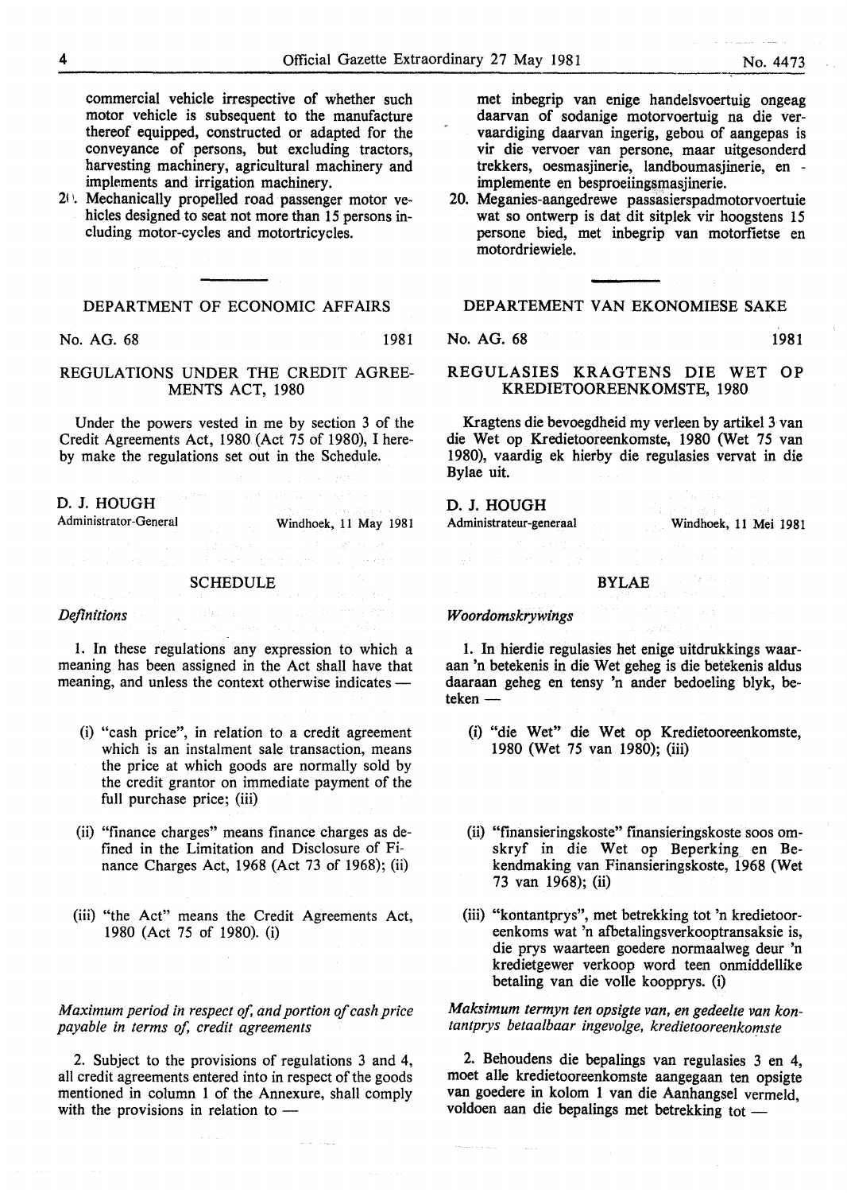commercial vehicle irrespective of whether such motor vehicle is subsequent to the manufacture thereof equipped, constructed or adapted for the conveyance of persons, but excluding tractors, harvesting machinery, agricultural machinery and implements and irrigation machinery.

20. Mechanically propelled road passenger motor vehicles designed to seat not more than 15 persons including motor-cycles and motortricycles.

## DEPARTMENT OF ECONOMIC AFFAIRS

No. AG. 68 1981

### REGULATIONS UNDER THE CREDIT AGREEMENTS ACT, 1980

Under the powers vested in me by section 3 of the Credit Agreements Act, 1980 (Act 75 of 1980), I hereby make the regulations set out in the Schedule.

D. J. HOUGH
Administrator-General

Windhoek, 11 May 1981

### SCHEDULE

*Definitions*

1. In these regulations any expression to which a meaning has been assigned in the Act shall have that meaning, and unless the context otherwise indicates —

(i) "cash price", in relation to a credit agreement which is an instalment sale transaction, means the price at which goods are normally sold by the credit grantor on immediate payment of the full purchase price; (iii)

(ii) "finance charges" means finance charges as defined in the Limitation and Disclosure of Finance Charges Act, 1968 (Act 73 of 1968); (ii)

(iii) "the Act" means the Credit Agreements Act, 1980 (Act 75 of 1980). (i)

*Maximum period in respect of, and portion of cash price payable in terms of, credit agreements*

2. Subject to the provisions of regulations 3 and 4, all credit agreements entered into in respect of the goods mentioned in column 1 of the Annexure, shall comply with the provisions in relation to —

met inbegrip van enige handelsvoertuig ongeag daarvan of sodanige motorvoertuig na die vervaardiging daarvan ingerig, gebou of aangepas is vir die vervoer van persone, maar uitgesonderd trekkers, oesmasjinerie, landboumasjinerie, en implemente en besproeiingsmasjinerie.

20. Meganies-aangedrewe passasierspadmotorvoertuie wat so ontwerp is dat dit sitplek vir hoogstens 15 persone bied, met inbegrip van motorfietse en motordriewiele.

## DEPARTEMENT VAN EKONOMIESE SAKE

No. AG. 68 1981

### REGULASIES KRAGTENS DIE WET OP KREDIETOOREENKOMSTE, 1980

Kragtens die bevoegdheid my verleen by artikel 3 van die Wet op Kredietooreenkomste, 1980 (Wet 75 van 1980), vaardig ek hierby die regulasies vervat in die Bylae uit.

D. J. HOUGH
Administrateur-generaal

Windhoek, 11 Mei 1981

### BYLAE

*Woordomskrywings*

1. In hierdie regulasies het enige uitdrukkings waaraan 'n betekenis in die Wet geheg is die betekenis aldus daaraan geheg en tensy 'n ander bedoeling blyk, beteken —

(i) "die Wet" die Wet op Kredietooreenkomste, 1980 (Wet 75 van 1980); (iii)

(ii) "finansieringskoste" finansieringskoste soos omskryf in die Wet op Beperking en Bekendmaking van Finansieringskoste, 1968 (Wet 73 van 1968); (ii)

(iii) "kontantprys", met betrekking tot 'n kredietooreenkoms wat 'n afbetalingsverkooptransaksie is, die prys waarteen goedere normaalweg deur 'n kredietgewer verkoop word teen onmiddellike betaling van die volle koopprys. (i)

*Maksimum termyn ten opsigte van, en gedeelte van kontantprys betaalbaar ingevolge, kredietooreenkomste*

2. Behoudens die bepalings van regulasies 3 en 4, moet alle kredietooreenkomste aangegaan ten opsigte van goedere in kolom 1 van die Aanhangsel vermeld, voldoen aan die bepalings met betrekking tot —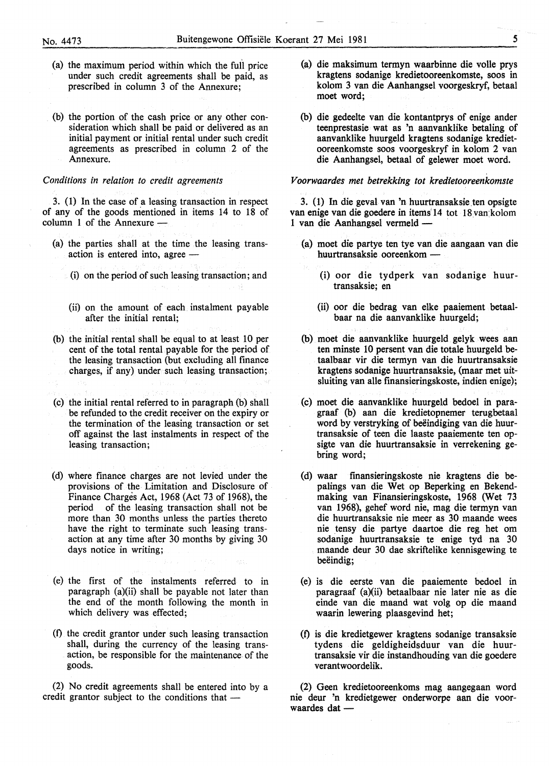(a) the maximum period within which the full price under such credit agreements shall be paid, as prescribed in column 3 of the Annexure;

(b) the portion of the cash price or any other consideration which shall be paid or delivered as an initial payment or initial rental under such credit agreements as prescribed in column 2 of the Annexure.

*Conditions in relation to credit agreements*

3. (1) In the case of a leasing transaction in respect of any of the goods mentioned in items 14 to 18 of column 1 of the Annexure —

(a) the parties shall at the time the leasing transaction is entered into, agree —

(i) on the period of such leasing transaction; and

(ii) on the amount of each instalment payable after the initial rental;

(b) the initial rental shall be equal to at least 10 per cent of the total rental payable for the period of the leasing transaction (but excluding all finance charges, if any) under such leasing transaction;

(c) the initial rental referred to in paragraph (b) shall be refunded to the credit receiver on the expiry or the termination of the leasing transaction or set off against the last instalments in respect of the leasing transaction;

(d) where finance charges are not levied under the provisions of the Limitation and Disclosure of Finance Charges Act, 1968 (Act 73 of 1968), the period of the leasing transaction shall not be more than 30 months unless the parties thereto have the right to terminate such leasing transaction at any time after 30 months by giving 30 days notice in writing;

(e) the first of the instalments referred to in paragraph (a)(ii) shall be payable not later than the end of the month following the month in which delivery was effected;

(f) the credit grantor under such leasing transaction shall, during the currency of the leasing transaction, be responsible for the maintenance of the goods.

(2) No credit agreements shall be entered into by a credit grantor subject to the conditions that —

(a) die maksimum termyn waarbinne die volle prys kragtens sodanige kredietooreenkomste, soos in kolom 3 van die Aanhangsel voorgeskryf, betaal moet word;

(b) die gedeelte van die kontantprys of enige ander teenprestasie wat as 'n aanvanklike betaling of aanvanklike huurgeld kragtens sodanige kredietooreenkomste soos voorgeskryf in kolom 2 van die Aanhangsel, betaal of gelewer moet word.

*Voorwaardes met betrekking tot kredietooreenkomste*

3. (1) In die geval van 'n huurtransaksie ten opsigte van enige van die goedere in items 14 tot 18 van kolom 1 van die Aanhangsel vermeld —

(a) moet die partye ten tye van die aangaan van die huurtransaksie ooreenkom —

(i) oor die tydperk van sodanige huurtransaksie; en

(ii) oor die bedrag van elke paaiement betaalbaar na die aanvanklike huurgeld;

(b) moet die aanvanklike huurgeld gelyk wees aan ten minste 10 persent van die totale huurgeld betaalbaar vir die termyn van die huurtransaksie kragtens sodanige huurtransaksie, (maar met uitsluiting van alle finansieringskoste, indien enige);

(c) moet die aanvanklike huurgeld bedoel in paragraaf (b) aan die kredietopnemer terugbetaal word by verstryking of beëindiging van die huurtransaksie of teen die laaste paaiemente ten opsigte van die huurtransaksie in verrekening gebring word;

(d) waar finansieringskoste nie kragtens die bepalings van die Wet op Beperking en Bekendmaking van Finansieringskoste, 1968 (Wet 73 van 1968), gehef word nie, mag die termyn van die huurtransaksie nie meer as 30 maande wees nie tensy die partye daartoe die reg het om sodanige huurtransaksie te enige tyd na 30 maande deur 30 dae skriftelike kennisgewing te beëindig;

(e) is die eerste van die paaiemente bedoel in paragraaf (a)(ii) betaalbaar nie later nie as die einde van die maand wat volg op die maand waarin lewering plaasgevind het;

(f) is die kredietgewer kragtens sodanige transaksie tydens die geldigheidsduur van die huurtransaksie vir die instandhouding van die goedere verantwoordelik.

(2) Geen kredietooreenkoms mag aangegaan word nie deur 'n kredietgewer onderworpe aan die voorwaardes dat —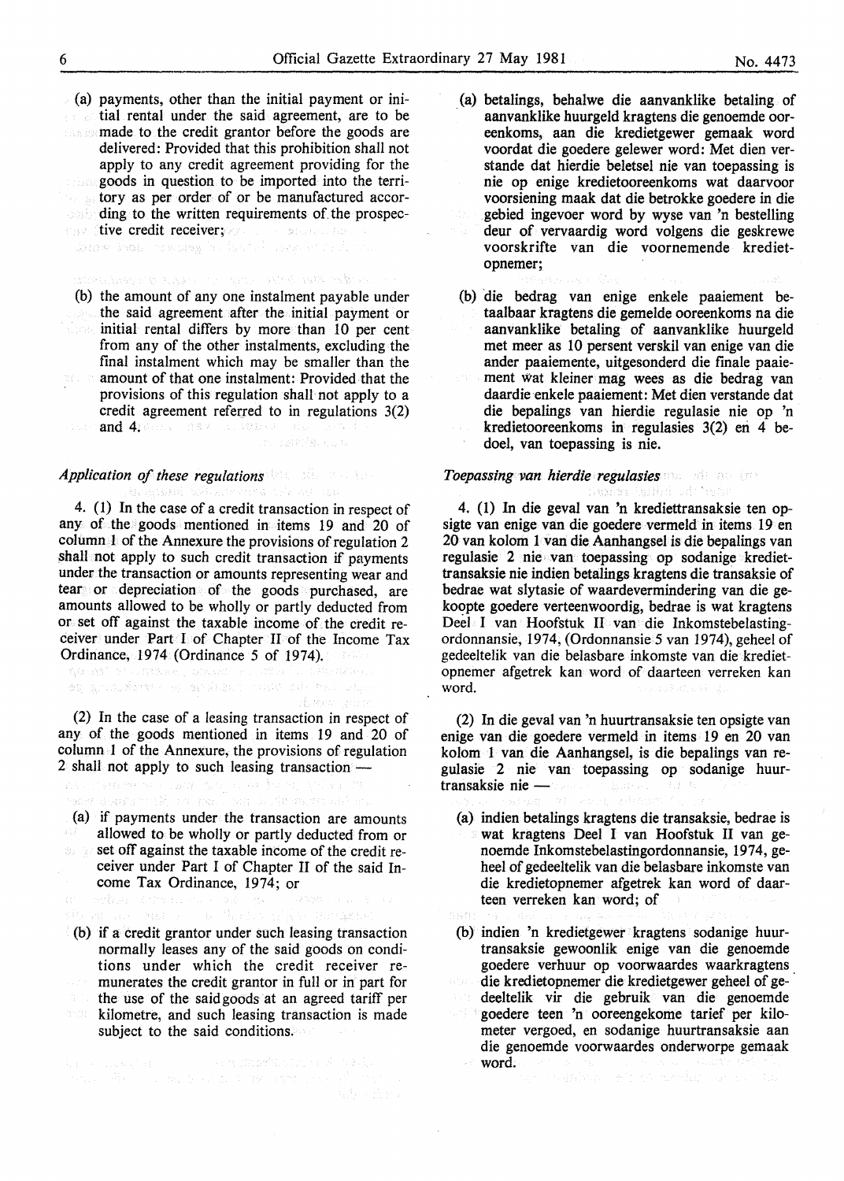(a) payments, other than the initial payment or initial rental under the said agreement, are to be made to the credit grantor before the goods are delivered: Provided that this prohibition shall not apply to any credit agreement providing for the goods in question to be imported into the territory as per order of or be manufactured according to the written requirements of the prospective credit receiver;

(b) the amount of any one instalment payable under the said agreement after the initial payment or initial rental differs by more than 10 per cent from any of the other instalments, excluding the final instalment which may be smaller than the amount of that one instalment: Provided that the provisions of this regulation shall not apply to a credit agreement referred to in regulations 3(2) and 4.

*Application of these regulations*

4. (1) In the case of a credit transaction in respect of any of the goods mentioned in items 19 and 20 of column 1 of the Annexure the provisions of regulation 2 shall not apply to such credit transaction if payments under the transaction or amounts representing wear and tear or depreciation of the goods purchased, are amounts allowed to be wholly or partly deducted from or set off against the taxable income of the credit receiver under Part I of Chapter II of the Income Tax Ordinance, 1974 (Ordinance 5 of 1974).

(2) In the case of a leasing transaction in respect of any of the goods mentioned in items 19 and 20 of column 1 of the Annexure, the provisions of regulation 2 shall not apply to such leasing transaction —

(a) if payments under the transaction are amounts allowed to be wholly or partly deducted from or set off against the taxable income of the credit receiver under Part I of Chapter II of the said Income Tax Ordinance, 1974; or

(b) if a credit grantor under such leasing transaction normally leases any of the said goods on conditions under which the credit receiver remunerates the credit grantor in full or in part for the use of the said goods at an agreed tariff per kilometre, and such leasing transaction is made subject to the said conditions.

(a) betalings, behalwe die aanvanklike betaling of aanvanklike huurgeld kragtens die genoemde ooreenkoms, aan die kredietgewer gemaak word voordat die goedere gelewer word: Met dien verstande dat hierdie beletsel nie van toepassing is nie op enige kredietooreenkoms wat daarvoor voorsiening maak dat die betrokke goedere in die gebied ingevoer word by wyse van 'n bestelling deur of vervaardig word volgens die geskrewe voorskrifte van die voornemende kredietopnemer;

(b) die bedrag van enige enkele paaiement betaalbaar kragtens die gemelde ooreenkoms na die aanvanklike betaling of aanvanklike huurgeld met meer as 10 persent verskil van enige van die ander paaiemente, uitgesonderd die finale paaiement wat kleiner mag wees as die bedrag van daardie enkele paaiement: Met dien verstande dat die bepalings van hierdie regulasie nie op 'n kredietooreenkoms in regulasies 3(2) en 4 bedoel, van toepassing is nie.

*Toepassing van hierdie regulasies*

4. (1) In die geval van 'n kredietransaksie ten opsigte van enige van die goedere vermeld in items 19 en 20 van kolom 1 van die Aanhangsel is die bepalings van regulasie 2 nie van toepassing op sodanige kredietransaksie nie indien betalings kragtens die transaksie of bedrae wat slytasie of waardevermindering van die gekoopte goedere verteenwoordig, bedrae is wat kragtens Deel I van Hoofstuk II van die Inkomstebelastingordonnansie, 1974, (Ordonnansie 5 van 1974), geheel of gedeeltelik van die belasbare inkomste van die kredietopnemer afgetrek kan word of daarteen verreken kan word.

(2) In die geval van 'n huurtransaksie ten opsigte van enige van die goedere vermeld in items 19 en 20 van kolom 1 van die Aanhangsel, is die bepalings van regulasie 2 nie van toepassing op sodanige huurtransaksie nie —

(a) indien betalings kragtens die transaksie, bedrae is wat kragtens Deel I van Hoofstuk II van genoemde Inkomstebelastingordonnansie, 1974, geheel of gedeeltelik van die belasbare inkomste van die kredietopnemer afgetrek kan word of daarteen verreken kan word; of

(b) indien 'n kredietgewer kragtens sodanige huurtransaksie gewoonlik enige van die genoemde goedere verhuur op voorwaardes waarkragtens die kredietopnemer die kredietgewer geheel of gedeeltelik vir die gebruik van die genoemde goedere teen 'n ooreengekome tarief per kilometer vergoed, en sodanige huurtransaksie aan die genoemde voorwaardes onderworpe gemaak word.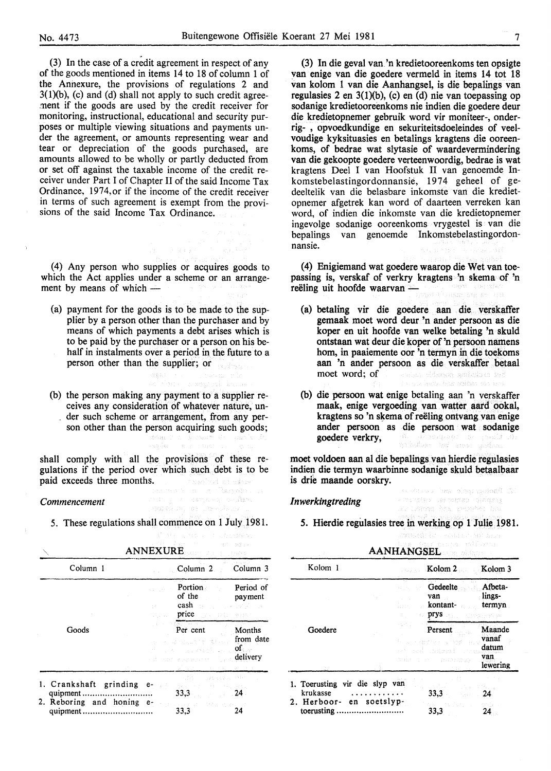(3) In the case of a credit agreement in respect of any of the goods mentioned in items 14 to 18 of column 1 of the Annexure, the provisions of regulations 2 and 3(1)(b), (c) and (d) shall not apply to such credit agreement if the goods are used by the credit receiver for monitoring, instructional, educational and security purposes or multiple viewing situations and payments under the agreement, or amounts representing wear and tear or depreciation of the goods purchased, are amounts allowed to be wholly or partly deducted from or set off against the taxable income of the credit receiver under Part I of Chapter II of the said Income Tax Ordinance, 1974, or if the income of the credit receiver in terms of such agreement is exempt from the provisions of the said Income Tax Ordinance.

(4) Any person who supplies or acquires goods to which the Act applies under a scheme or an arrangement by means of which —

(a) payment for the goods is to be made to the supplier by a person other than the purchaser and by means of which payments a debt arises which is to be paid by the purchaser or a person on his behalf in instalments over a period in the future to a person other than the supplier; or

(b) the person making any payment to a supplier receives any consideration of whatever nature, under such scheme or arrangement, from any person other than the person acquiring such goods;

shall comply with all the provisions of these regulations if the period over which such debt is to be paid exceeds three months.

*Commencement*

5. These regulations shall commence on 1 July 1981.

## ANNEXURE

| Column 1 | Column 2 | Column 3 |
|---|---|---|
| | Portion of the cash price | Period of payment |
| Goods | Per cent | Months from date of delivery |
| 1. Crankshaft grinding equipment | 33,3 | 24 |
| 2. Reboring and honing equipment | 33,3 | 24 |

(3) In die geval van 'n kredietooreenkoms ten opsigte van enige van die goedere vermeld in items 14 tot 18 van kolom 1 van die Aanhangsel, is die bepalings van regulasies 2 en 3(1)(b), (c) en (d) nie van toepassing op sodanige kredietooreenkoms nie indien die goedere deur die kredietopnemer gebruik word vir moniteer-, onderrig-, opvoedkundige en sekuriteitsdoeleindes of veelvoudige kyksituasies en betalings kragtens die ooreenkoms, of bedrae wat slytasie of waardevermindering van die gekoopte goedere verteenwoordig, bedrae is wat kragtens Deel I van Hoofstuk II van genoemde Inkomstebelastingordonnansie, 1974 geheel of gedeeltelik van die belasbare inkomste van die kredietopnemer afgetrek kan word of daarteen verreken kan word, of indien die inkomste van die kredietopnemer ingevolge sodanige ooreenkoms vrygestel is van die bepalings van genoemde Inkomstebelastingordonnansie.

(4) Enigiemand wat goedere waarop die Wet van toepassing is, verskaf of verkry kragtens 'n skema of 'n reëling uit hoofde waarvan —

(a) betaling vir die goedere aan die verskaffer gemaak moet word deur 'n ander persoon as die koper en uit hoofde van welke betaling 'n skuld ontstaan wat deur die koper of 'n persoon namens hom, in paaiemente oor 'n termyn in die toekoms aan 'n ander persoon as die verskaffer betaal moet word; of

(b) die persoon wat enige betaling aan 'n verskaffer maak, enige vergoeding van watter aard ookal, kragtens so 'n skema of reëling ontvang van enige ander persoon as die persoon wat sodanige goedere verkry,

moet voldoen aan al die bepalings van hierdie regulasies indien die termyn waarbinne sodanige skuld betaalbaar is drie maande oorskry.

*Inwerkingtreding*

5. Hierdie regulasies tree in werking op 1 Julie 1981.

## AANHANGSEL

| Kolom 1 | Kolom 2 | Kolom 3 |
|---|---|---|
| | Gedeelte van kontantprys | Afbetalingstermyn |
| Goedere | Persent | Maande vanaf datum van lewering |
| 1. Toerusting vir die slyp van krukasse | 33,3 | 24 |
| 2. Herboor- en soetslyptoerusting | 33,3 | 24 |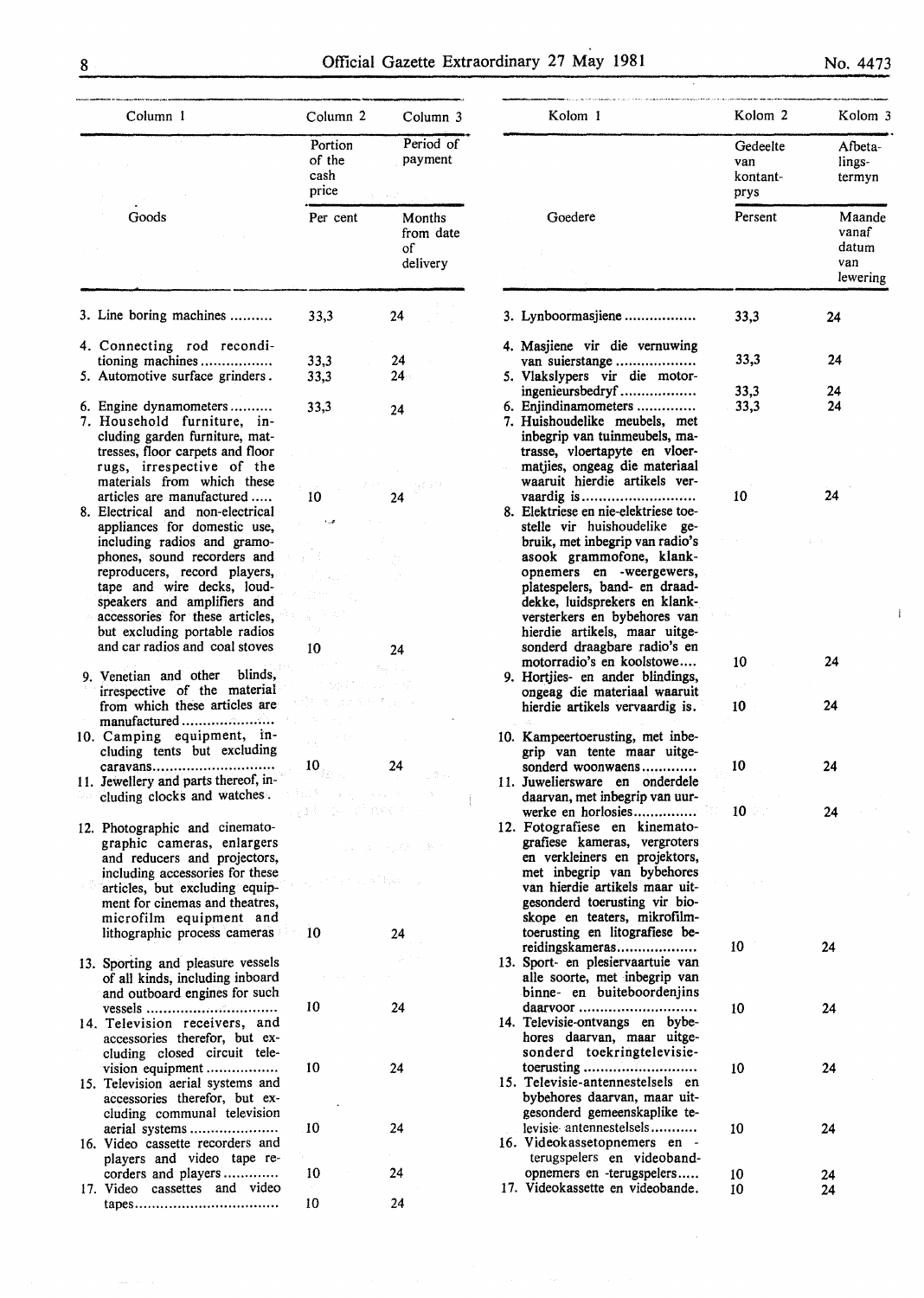| Column 1 | Column 2 | Column 3 |
|---|---|---|
| | Portion of the cash price | Period of payment |
| Goods | Per cent | Months from date of delivery |
| 3. Line boring machines .......... | 33,3 | 24 |
| 4. Connecting rod reconditioning machines ................. | 33,3 | 24 |
| 5. Automotive surface grinders. | 33,3 | 24 |
| 6. Engine dynamometers .......... | 33,3 | 24 |
| 7. Household furniture, including garden furniture, mattresses, floor carpets and floor rugs, irrespective of the materials from which these articles are manufactured ..... | 10 | 24 |
| 8. Electrical and non-electrical appliances for domestic use, including radios and gramophones, sound recorders and reproducers, record players, tape and wire decks, loudspeakers and amplifiers and accessories for these articles, but excluding portable radios and car radios and coal stoves | 10 | 24 |
| 9. Venetian and other blinds, irrespective of the material from which these articles are manufactured ...................... | | |
| 10. Camping equipment, including tents but excluding caravans............................ | 10 | 24 |
| 11. Jewellery and parts thereof, including clocks and watches. | | |
| 12. Photographic and cinematographic cameras, enlargers and reducers and projectors, including accessories for these articles, but excluding equipment for cinemas and theatres, microfilm equipment and lithographic process cameras | 10 | 24 |
| 13. Sporting and pleasure vessels of all kinds, including inboard and outboard engines for such vessels .............................. | 10 | 24 |
| 14. Television receivers, and accessories therefor, but excluding closed circuit television equipment ................. | 10 | 24 |
| 15. Television aerial systems and accessories therefor, but excluding communal television aerial systems ..................... | 10 | 24 |
| 16. Video cassette recorders and players and video tape recorders and players ............. | 10 | 24 |
| 17. Video cassettes and video tapes................................. | 10 | 24 |

| Kolom 1 | Kolom 2 | Kolom 3 |
|---|---|---|
| | Gedeelte van kontantprys | Afbetalingstermyn |
| Goedere | Persent | Maande vanaf datum van lewering |
| 3. Lynboormasjiene ................. | 33,3 | 24 |
| 4. Masjiene vir die vernuwing van suierstange ................... | 33,3 | 24 |
| 5. Vlakslypers vir die motoringenieursbedryf ................. | 33,3 | 24 |
| 6. Enjindinamometers ............. | 33,3 | 24 |
| 7. Huishoudelike meubels, met inbegrip van tuinmeubels, matrasse, vloertapyte en vloermatjies, ongeag die materiaal waaruit hierdie artikels vervaardig is.......................... | 10 | 24 |
| 8. Elektriese en nie-elektriese toestelle vir huishoudelike gebruik, met inbegrip van radio's asook grammofone, klankopnemers en -weergewers, platespelers, band- en draaddekke, luidsprekers en klankversterkers en bybehores van hierdie artikels, maar uitgesonderd draagbare radio's en motorradio's en koolstowe.... | 10 | 24 |
| 9. Hortjies- en ander blindings, ongeag die materiaal waaruit hierdie artikels vervaardig is. | 10 | 24 |
| 10. Kampeertoerusting, met inbegrip van tente maar uitgesonderd woonwaens............ | 10 | 24 |
| 11. Juweliersware en onderdele daarvan, met inbegrip van uurwerke en horlosies.............. | 10 | 24 |
| 12. Fotografiese en kinematografiese kameras, vergroters en verkleiners en projektors, met inbegrip van bybehores van hierdie artikels maar uitgesonderd toerusting vir bioskope en teaters, mikrofilmtoerusting en litografiese bereidingskameras.................. | 10 | 24 |
| 13. Sport- en plesiervaartuie van alle soorte, met inbegrip van binne- en buiteboordenjins daarvoor ........................... | 10 | 24 |
| 14. Televisie-ontvangs en bybehores daarvan, maar uitgesonderd toekringtelevisietoerusting .......................... | 10 | 24 |
| 15. Televisie-antennestelsels en bybehores daarvan, maar uitgesonderd gemeenskaplike televisie- antennestelsels........... | 10 | 24 |
| 16. Videokassetopnemers en -terugspelers en videobandopnemers en -terugspelers..... | 10 | 24 |
| 17. Videokassette en videobande. | 10 | 24 |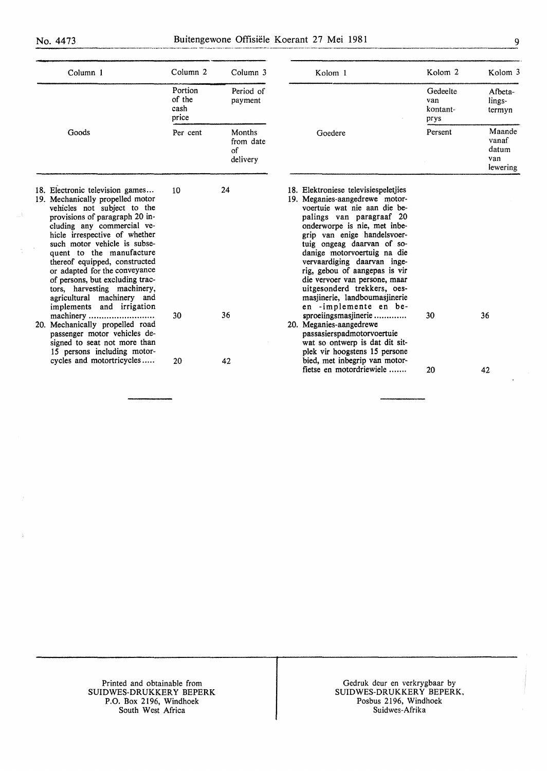| Column 1 | Column 2 | Column 3 |
|---|---|---|
| | Portion of the cash price | Period of payment |
| Goods | Per cent | Months from date of delivery |
| 18. Electronic television games... | 10 | 24 |
| 19. Mechanically propelled motor vehicles not subject to the provisions of paragraph 20 including any commercial vehicle irrespective of whether such motor vehicle is subsequent to the manufacture thereof equipped, constructed or adapted for the conveyance of persons, but excluding tractors, harvesting machinery, agricultural machinery and implements and irrigation machinery .......................... | 30 | 36 |
| 20. Mechanically propelled road passenger motor vehicles designed to seat not more than 15 persons including motorcycles and motortricycles..... | 20 | 42 |

| Kolom 1 | Kolom 2 | Kolom 3 |
|---|---|---|
| | Gedeelte van kontantprys | Afbetalingstermyn |
| Goedere | Persent | Maande vanaf datum van lewering |
| 18. Elektroniese televisiespeletjies | | |
| 19. Meganies-aangedrewe motorvoertuie wat nie aan die bepalings van paragraaf 20 onderworpe is nie, met inbegrip van enige handelsvoertuig ongeag daarvan of sodanige motorvoertuig na die vervaardiging daarvan ingerig, gebou of aangepas is vir die vervoer van persone, maar uitgesonderd trekkers, oesmasjinerie, landboumasjinerie en -implemente en besproeiingsmasjinerie ............ | 30 | 36 |
| 20. Meganies-aangedrewe passasierspadmotorvoertuie wat so ontwerp is dat dit sitplek vir hoogstens 15 persone bied, met inbegrip van motorfietse en motordriewiele ....... | 20 | 42 |

Printed and obtainable from
SUIDWES-DRUKKERY BEPERK
P.O. Box 2196, Windhoek
South West Africa

Gedruk deur en verkrygbaar by
SUIDWES-DRUKKERY BEPERK,
Posbus 2196, Windhoek
Suidwes-Afrika